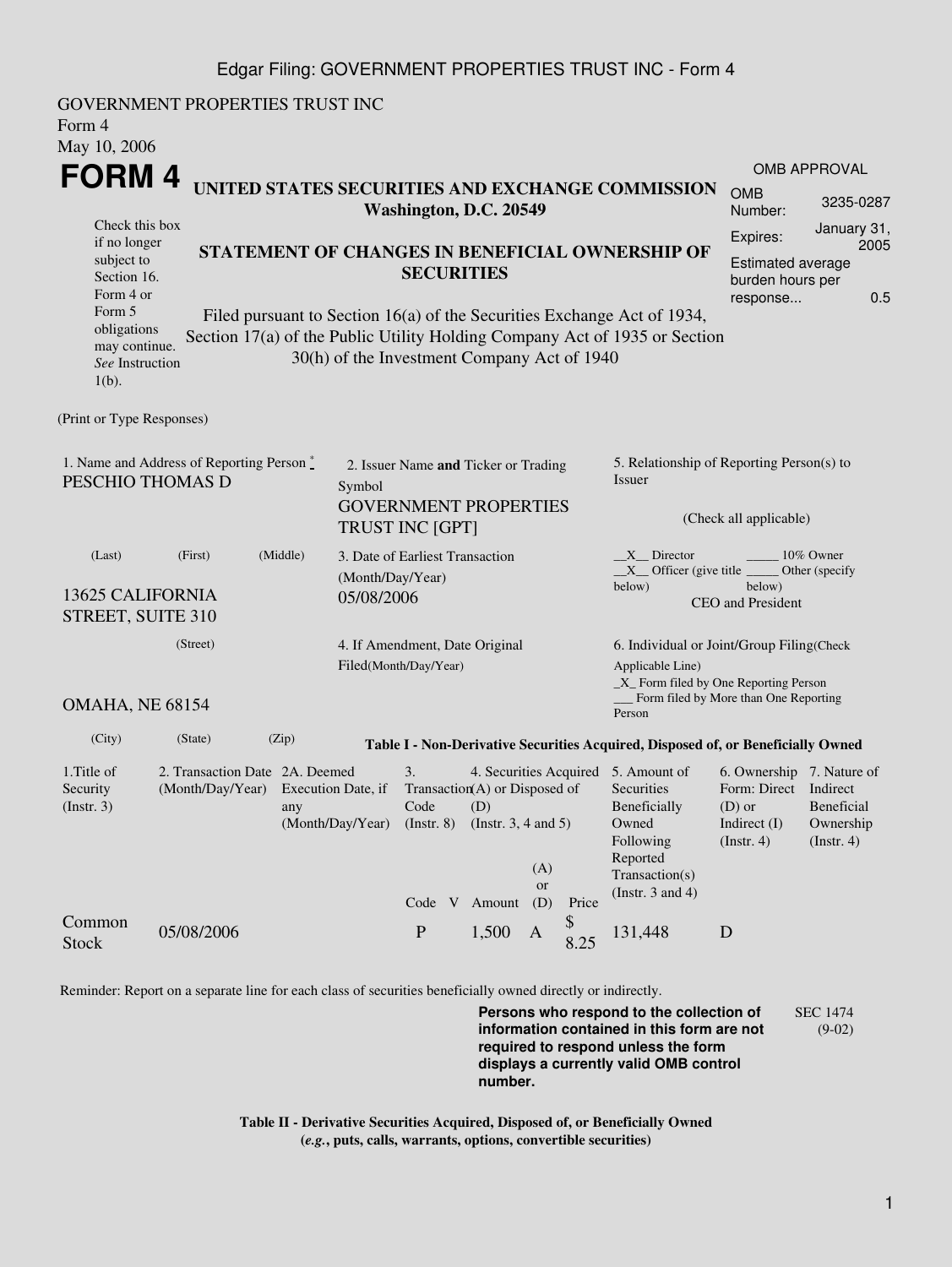GOVERNMENT PROPERTIES TRUST INC
Form 4
May 10, 2006

# FORM 4

## UNITED STATES SECURITIES AND EXCHANGE COMMISSION
**Washington, D.C. 20549**

Check this box if no longer subject to Section 16. Form 4 or Form 5 obligations may continue. *See* Instruction 1(b).

## STATEMENT OF CHANGES IN BENEFICIAL OWNERSHIP OF SECURITIES

Filed pursuant to Section 16(a) of the Securities Exchange Act of 1934, Section 17(a) of the Public Utility Holding Company Act of 1935 or Section 30(h) of the Investment Company Act of 1940

| OMB APPROVAL | |
|---|---|
| OMB Number: | 3235-0287 |
| Expires: | January 31, 2005 |
| Estimated average burden hours per response... | 0.5 |

(Print or Type Responses)

1. Name and Address of Reporting Person *
PESCHIO THOMAS D
(Last) (First) (Middle)
13625 CALIFORNIA STREET, SUITE 310
(Street)
OMAHA, NE 68154
(City) (State) (Zip)

2. Issuer Name **and** Ticker or Trading Symbol
GOVERNMENT PROPERTIES TRUST INC [GPT]

3. Date of Earliest Transaction (Month/Day/Year)
05/08/2006

4. If Amendment, Date Original Filed(Month/Day/Year)

5. Relationship of Reporting Person(s) to Issuer
(Check all applicable)
__X__ Director _____ 10% Owner
__X__ Officer (give title below) _____ Other (specify below)
CEO and President

6. Individual or Joint/Group Filing(Check Applicable Line)
_X_ Form filed by One Reporting Person
___ Form filed by More than One Reporting Person

**Table I - Non-Derivative Securities Acquired, Disposed of, or Beneficially Owned**

| 1.Title of Security (Instr. 3) | 2. Transaction Date (Month/Day/Year) | 2A. Deemed Execution Date, if any (Month/Day/Year) | 3. Transaction Code (Instr. 8) | | 4. Securities Acquired (A) or Disposed of (D) (Instr. 3, 4 and 5) | | | 5. Amount of Securities Beneficially Owned Following Reported Transaction(s) (Instr. 3 and 4) | 6. Ownership Form: Direct (D) or Indirect (I) (Instr. 4) | 7. Nature of Indirect Beneficial Ownership (Instr. 4) |
|---|---|---|---|---|---|---|---|---|---|---|
| | | | Code | V | Amount | (A) or (D) | Price | | | |
| Common Stock | 05/08/2006 | | P | | 1,500 | A | $ 8.25 | 131,448 | D | |

Reminder: Report on a separate line for each class of securities beneficially owned directly or indirectly.

**Persons who respond to the collection of information contained in this form are not required to respond unless the form displays a currently valid OMB control number.**

SEC 1474 (9-02)

**Table II - Derivative Securities Acquired, Disposed of, or Beneficially Owned**
**(*e.g.*, puts, calls, warrants, options, convertible securities)**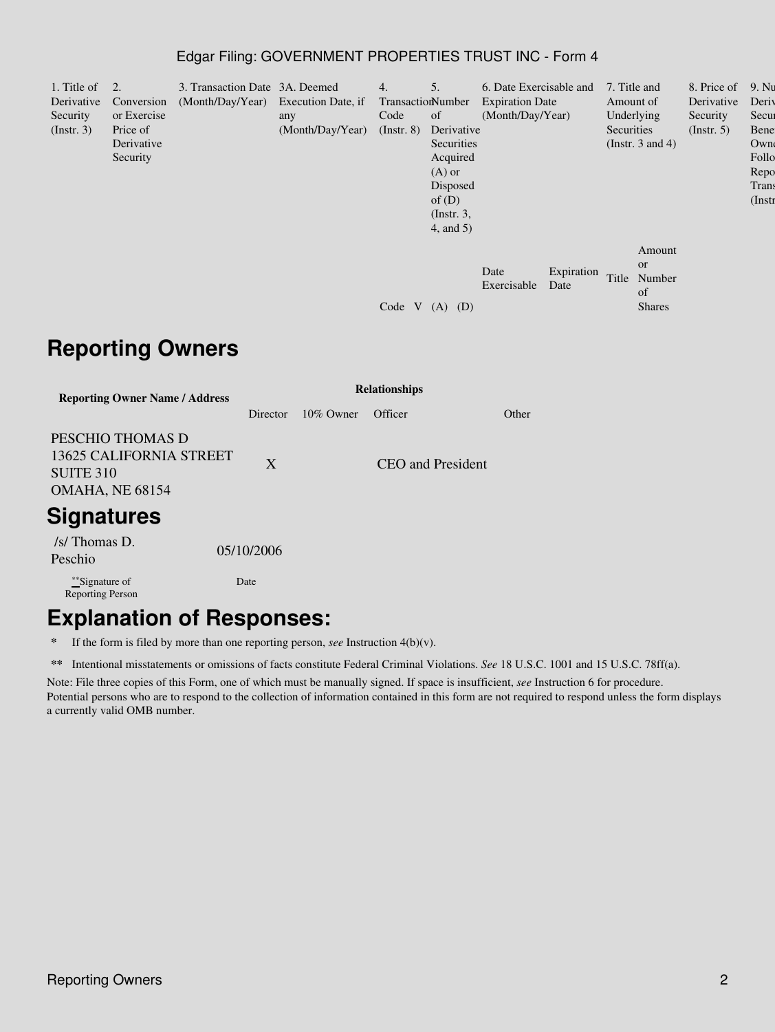| 1. Title of Derivative Security (Instr. 3) | 2. Conversion or Exercise Price of Derivative Security | 3. Transaction Date (Month/Day/Year) | 3A. Deemed Execution Date, if any (Month/Day/Year) | 4. Transaction Code (Instr. 8) | | 5. Number of Derivative Securities Acquired (A) or Disposed of (D) (Instr. 3, 4, and 5) | | 6. Date Exercisable and Expiration Date (Month/Day/Year) | | 7. Title and Amount of Underlying Securities (Instr. 3 and 4) | | 8. Price of Derivative Security (Instr. 5) | 9. Nu Deriv Secur Bene Owne Follo Repo Trans (Instr |
|---|---|---|---|---|---|---|---|---|---|---|---|---|---|
| | | | | Code | V | (A) | (D) | Date Exercisable | Expiration Date | Title | Amount or Number of Shares | | |

## Reporting Owners

| Reporting Owner Name / Address | Relationships | | | |
|---|---|---|---|---|
| | Director | 10% Owner | Officer | Other |
| PESCHIO THOMAS D<br>13625 CALIFORNIA STREET<br>SUITE 310<br>OMAHA, NE 68154 | X | | CEO and President | |

## Signatures

| /s/ Thomas D. Peschio | 05/10/2006 |
|---|---|
| **Signature of Reporting Person | Date |

## Explanation of Responses:

\* If the form is filed by more than one reporting person, *see* Instruction 4(b)(v).

\*\* Intentional misstatements or omissions of facts constitute Federal Criminal Violations. *See* 18 U.S.C. 1001 and 15 U.S.C. 78ff(a).

Note: File three copies of this Form, one of which must be manually signed. If space is insufficient, *see* Instruction 6 for procedure.
Potential persons who are to respond to the collection of information contained in this form are not required to respond unless the form displays a currently valid OMB number.